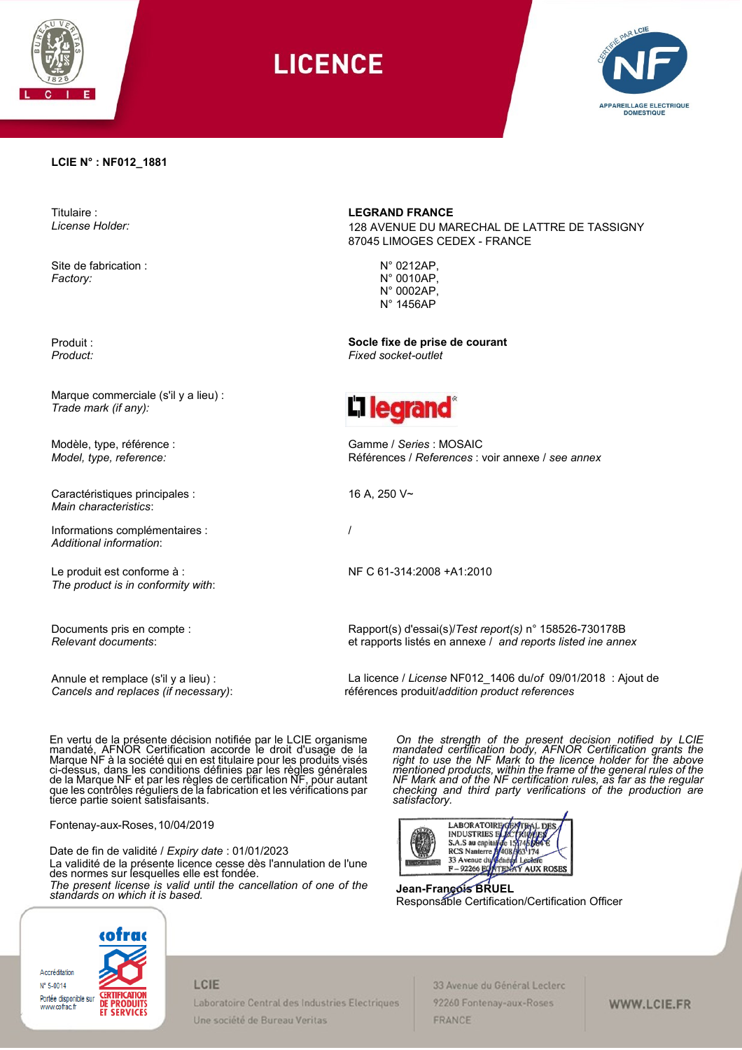# LICENCE

**LCIE N° : NF012_1881**

| | |
|---|---|
| Titulaire : *License Holder:* | **LEGRAND FRANCE** 128 AVENUE DU MARECHAL DE LATTRE DE TASSIGNY 87045 LIMOGES CEDEX - FRANCE |
| Site de fabrication : *Factory:* | N° 0212AP, N° 0010AP, N° 0002AP, N° 1456AP |
| Produit : *Product:* | **Socle fixe de prise de courant** *Fixed socket-outlet* |
| Marque commerciale (s'il y a lieu) : *Trade mark (if any):* | legrand |
| Modèle, type, référence : *Model, type, reference:* | Gamme / *Series* : MOSAIC Références / *References* : voir annexe / *see annex* |
| Caractéristiques principales : *Main characteristics*: | 16 A, 250 V~ |
| Informations complémentaires : *Additional information*: | / |
| Le produit est conforme à : *The product is in conformity with*: | NF C 61-314:2008 +A1:2010 |
| Documents pris en compte : *Relevant documents*: | Rapport(s) d'essai(s)/*Test report(s)* n° 158526-730178B et rapports listés en annexe / *and reports listed ine annex* |
| Annule et remplace (s'il y a lieu) : *Cancels and replaces (if necessary)*: | La licence / *License* NF012_1406 du/*of* 09/01/2018 : Ajout de références produit/*addition product references* |

En vertu de la présente décision notifiée par le LCIE organisme mandaté, AFNOR Certification accorde le droit d'usage de la Marque NF à la société qui en est titulaire pour les produits visés ci-dessus, dans les conditions définies par les règles générales de la Marque NF et par les règles de certification NF, pour autant que les contrôles réguliers de la fabrication et les vérifications par tierce partie soient satisfaisants.

*On the strength of the present decision notified by LCIE mandated certification body, AFNOR Certification grants the right to use the NF Mark to the licence holder for the above mentioned products, within the frame of the general rules of the NF Mark and of the NF certification rules, as far as the regular checking and third party verifications of the production are satisfactory.*

Fontenay-aux-Roses, 10/04/2019

Date de fin de validité / *Expiry date* : 01/01/2023

La validité de la présente licence cesse dès l'annulation de l'une des normes sur lesquelles elle est fondée.

*The present license is valid until the cancellation of one of the standards on which it is based.*

LABORATOIRE CENTRAL DES INDUSTRIES ELECTRIQUES
S.A.S au capital de 15 745 984 €
RCS Nanterre B 408 363 174
33 Avenue du Général Leclerc
F – 92266 FONTENAY AUX ROSES

**Jean-François BRUEL**
Responsable Certification/Certification Officer

Accréditation N° 5-0014 Portée disponible sur www.cofrac.fr — cofrac CERTIFICATION DE PRODUITS ET SERVICES

LCIE
Laboratoire Central des Industries Electriques
Une société de Bureau Veritas

33 Avenue du Général Leclerc
92260 Fontenay-aux-Roses
FRANCE

WWW.LCIE.FR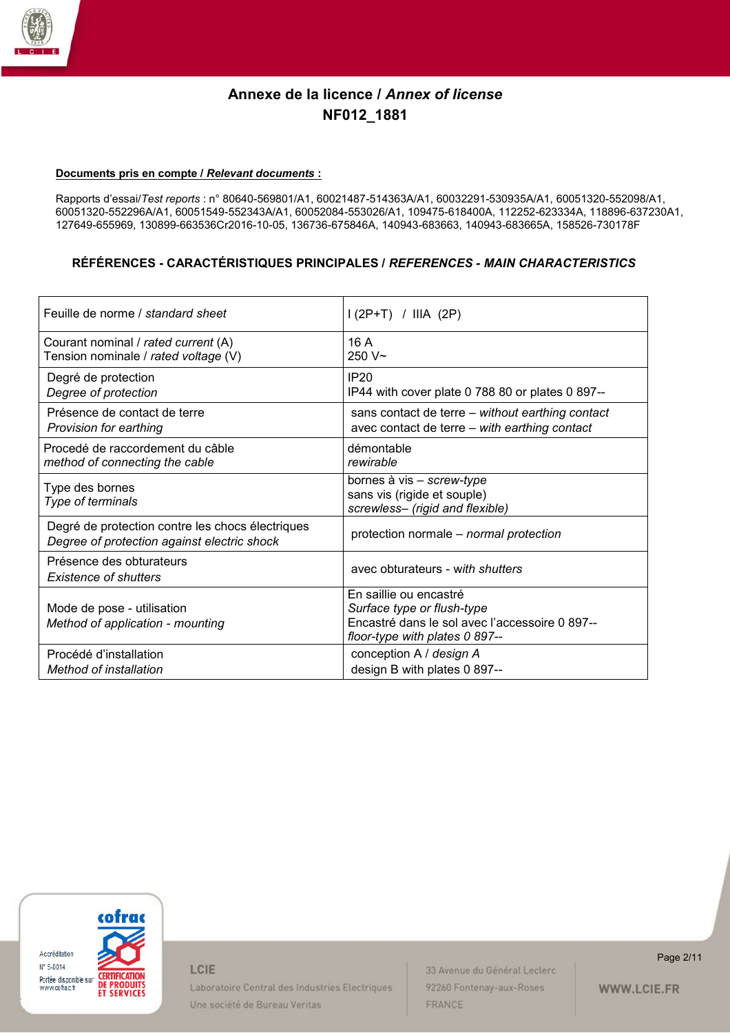# Annexe de la licence / *Annex of license*
## NF012_1881

**Documents pris en compte / *Relevant documents* :**

Rapports d'essai/*Test reports* : n° 80640-569801/A1, 60021487-514363A/A1, 60032291-530935A/A1, 60051320-552098/A1, 60051320-552296A/A1, 60051549-552343A/A1, 60052084-553026/A1, 109475-618400A, 112252-623334A, 118896-637230A1, 127649-655969, 130899-663536Cr2016-10-05, 136736-675846A, 140943-683663, 140943-683665A, 158526-730178F

### RÉFÉRENCES - CARACTÉRISTIQUES PRINCIPALES / *REFERENCES - MAIN CHARACTERISTICS*

| | |
|---|---|
| Feuille de norme / *standard sheet* | I (2P+T) / IIIA (2P) |
| Courant nominal / *rated current* (A)<br>Tension nominale / *rated voltage* (V) | 16 A<br>250 V~ |
| Degré de protection<br>*Degree of protection* | IP20<br>IP44 with cover plate 0 788 80 or plates 0 897-- |
| Présence de contact de terre<br>*Provision for earthing* | sans contact de terre – *without earthing contact*<br>avec contact de terre – *with earthing contact* |
| Procedé de raccordement du câble<br>*method of connecting the cable* | démontable<br>*rewirable* |
| Type des bornes<br>*Type of terminals* | bornes à vis – *screw-type*<br>sans vis (rigide et souple)<br>*screwless– (rigid and flexible)* |
| Degré de protection contre les chocs électriques<br>*Degree of protection against electric shock* | protection normale – *normal protection* |
| Présence des obturateurs<br>*Existence of shutters* | avec obturateurs - *with shutters* |
| Mode de pose - utilisation<br>*Method of application - mounting* | En saillie ou encastré<br>*Surface type or flush-type*<br>Encastré dans le sol avec l'accessoire 0 897--<br>*floor-type with plates 0 897--* |
| Procédé d'installation<br>*Method of installation* | conception A / *design A*<br>design B with plates 0 897-- |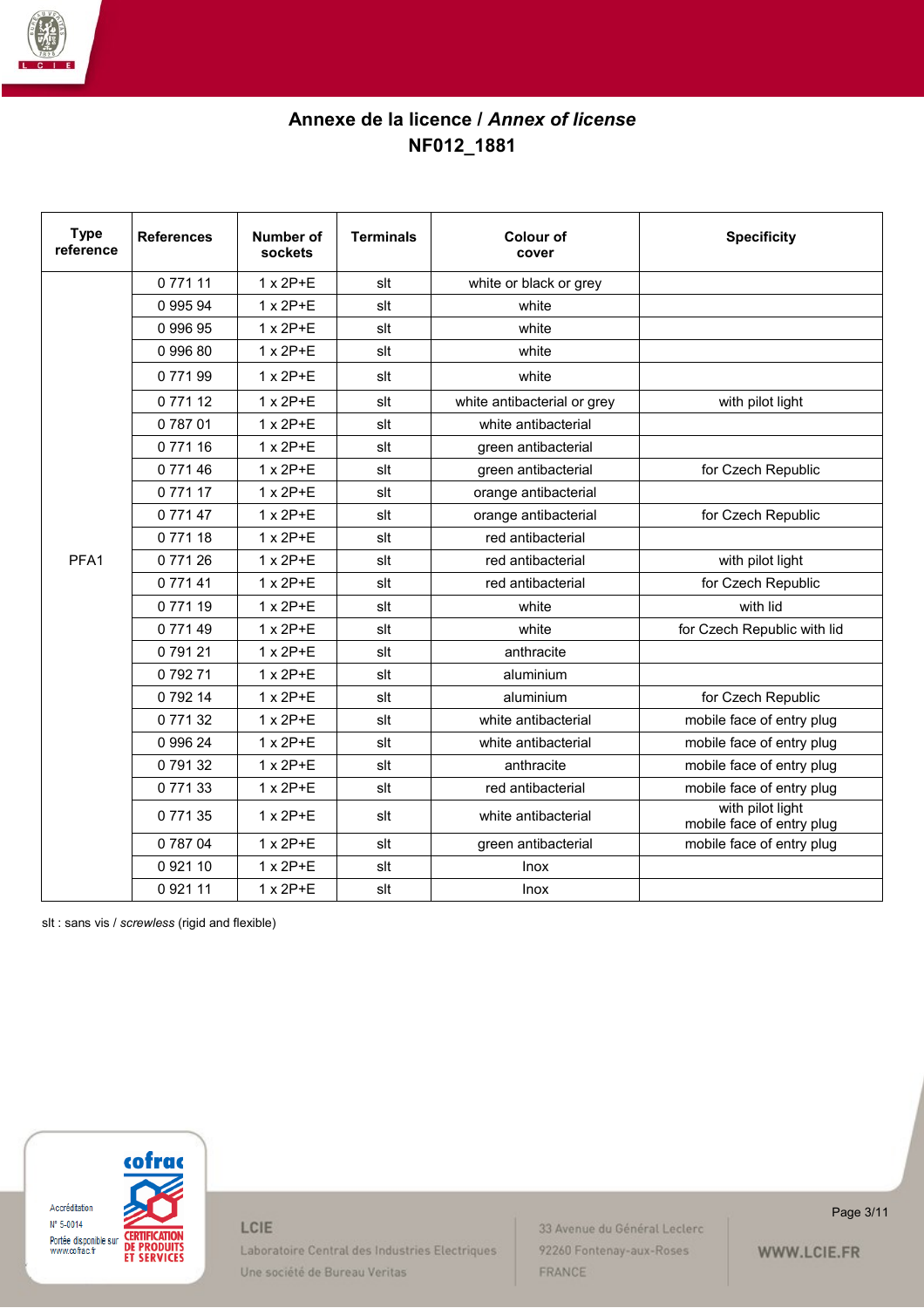# Annexe de la licence / *Annex of license*
# NF012_1881

| Type reference | References | Number of sockets | Terminals | Colour of cover | Specificity |
|---|---|---|---|---|---|
| PFA1 | 0 771 11 | 1 x 2P+E | slt | white or black or grey | |
| | 0 995 94 | 1 x 2P+E | slt | white | |
| | 0 996 95 | 1 x 2P+E | slt | white | |
| | 0 996 80 | 1 x 2P+E | slt | white | |
| | 0 771 99 | 1 x 2P+E | slt | white | |
| | 0 771 12 | 1 x 2P+E | slt | white antibacterial or grey | with pilot light |
| | 0 787 01 | 1 x 2P+E | slt | white antibacterial | |
| | 0 771 16 | 1 x 2P+E | slt | green antibacterial | |
| | 0 771 46 | 1 x 2P+E | slt | green antibacterial | for Czech Republic |
| | 0 771 17 | 1 x 2P+E | slt | orange antibacterial | |
| | 0 771 47 | 1 x 2P+E | slt | orange antibacterial | for Czech Republic |
| | 0 771 18 | 1 x 2P+E | slt | red antibacterial | |
| | 0 771 26 | 1 x 2P+E | slt | red antibacterial | with pilot light |
| | 0 771 41 | 1 x 2P+E | slt | red antibacterial | for Czech Republic |
| | 0 771 19 | 1 x 2P+E | slt | white | with lid |
| | 0 771 49 | 1 x 2P+E | slt | white | for Czech Republic with lid |
| | 0 791 21 | 1 x 2P+E | slt | anthracite | |
| | 0 792 71 | 1 x 2P+E | slt | aluminium | |
| | 0 792 14 | 1 x 2P+E | slt | aluminium | for Czech Republic |
| | 0 771 32 | 1 x 2P+E | slt | white antibacterial | mobile face of entry plug |
| | 0 996 24 | 1 x 2P+E | slt | white antibacterial | mobile face of entry plug |
| | 0 791 32 | 1 x 2P+E | slt | anthracite | mobile face of entry plug |
| | 0 771 33 | 1 x 2P+E | slt | red antibacterial | mobile face of entry plug |
| | 0 771 35 | 1 x 2P+E | slt | white antibacterial | with pilot light mobile face of entry plug |
| | 0 787 04 | 1 x 2P+E | slt | green antibacterial | mobile face of entry plug |
| | 0 921 10 | 1 x 2P+E | slt | Inox | |
| | 0 921 11 | 1 x 2P+E | slt | Inox | |

slt : sans vis / *screwless* (rigid and flexible)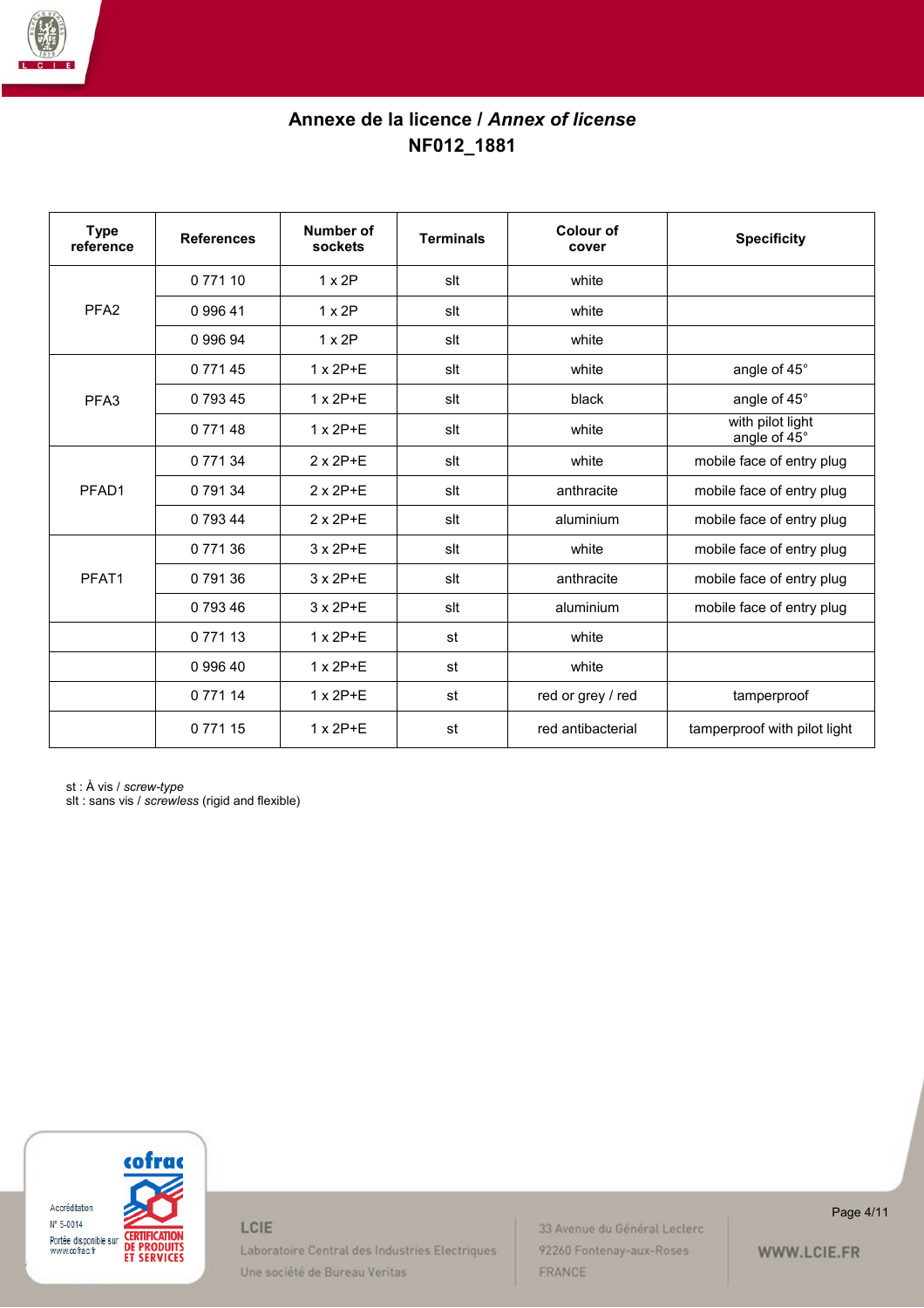**Annexe de la licence / *Annex of license***
**NF012_1881**

| Type reference | References | Number of sockets | Terminals | Colour of cover | Specificity |
|---|---|---|---|---|---|
| PFA2 | 0 771 10 | 1 x 2P | slt | white | |
| | 0 996 41 | 1 x 2P | slt | white | |
| | 0 996 94 | 1 x 2P | slt | white | |
| PFA3 | 0 771 45 | 1 x 2P+E | slt | white | angle of 45° |
| | 0 793 45 | 1 x 2P+E | slt | black | angle of 45° |
| | 0 771 48 | 1 x 2P+E | slt | white | with pilot light angle of 45° |
| PFAD1 | 0 771 34 | 2 x 2P+E | slt | white | mobile face of entry plug |
| | 0 791 34 | 2 x 2P+E | slt | anthracite | mobile face of entry plug |
| | 0 793 44 | 2 x 2P+E | slt | aluminium | mobile face of entry plug |
| PFAT1 | 0 771 36 | 3 x 2P+E | slt | white | mobile face of entry plug |
| | 0 791 36 | 3 x 2P+E | slt | anthracite | mobile face of entry plug |
| | 0 793 46 | 3 x 2P+E | slt | aluminium | mobile face of entry plug |
| | 0 771 13 | 1 x 2P+E | st | white | |
| | 0 996 40 | 1 x 2P+E | st | white | |
| | 0 771 14 | 1 x 2P+E | st | red or grey / red | tamperproof |
| | 0 771 15 | 1 x 2P+E | st | red antibacterial | tamperproof with pilot light |

st : À vis / *screw-type*
slt : sans vis / *screwless* (rigid and flexible)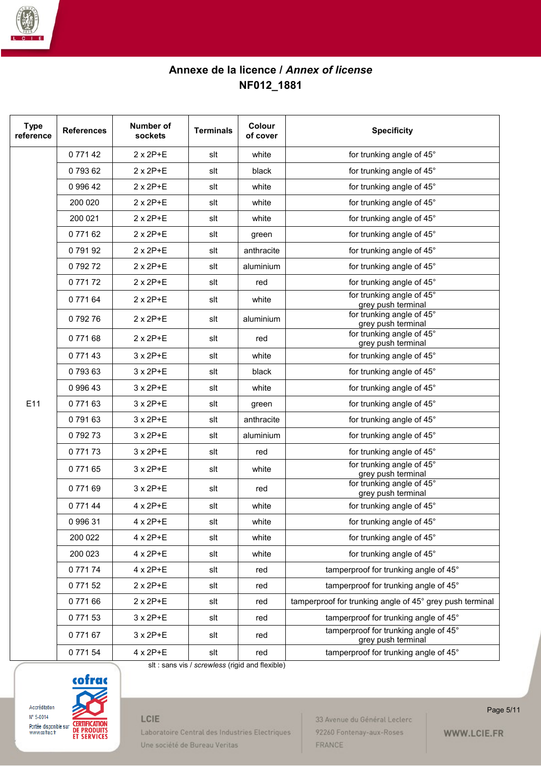# Annexe de la licence / *Annex of license*

## NF012_1881

| Type reference | References | Number of sockets | Terminals | Colour of cover | Specificity |
|---|---|---|---|---|---|
| E11 | 0 771 42 | 2 x 2P+E | slt | white | for trunking angle of 45° |
| | 0 793 62 | 2 x 2P+E | slt | black | for trunking angle of 45° |
| | 0 996 42 | 2 x 2P+E | slt | white | for trunking angle of 45° |
| | 200 020 | 2 x 2P+E | slt | white | for trunking angle of 45° |
| | 200 021 | 2 x 2P+E | slt | white | for trunking angle of 45° |
| | 0 771 62 | 2 x 2P+E | slt | green | for trunking angle of 45° |
| | 0 791 92 | 2 x 2P+E | slt | anthracite | for trunking angle of 45° |
| | 0 792 72 | 2 x 2P+E | slt | aluminium | for trunking angle of 45° |
| | 0 771 72 | 2 x 2P+E | slt | red | for trunking angle of 45° |
| | 0 771 64 | 2 x 2P+E | slt | white | for trunking angle of 45° grey push terminal |
| | 0 792 76 | 2 x 2P+E | slt | aluminium | for trunking angle of 45° grey push terminal |
| | 0 771 68 | 2 x 2P+E | slt | red | for trunking angle of 45° grey push terminal |
| | 0 771 43 | 3 x 2P+E | slt | white | for trunking angle of 45° |
| | 0 793 63 | 3 x 2P+E | slt | black | for trunking angle of 45° |
| | 0 996 43 | 3 x 2P+E | slt | white | for trunking angle of 45° |
| | 0 771 63 | 3 x 2P+E | slt | green | for trunking angle of 45° |
| | 0 791 63 | 3 x 2P+E | slt | anthracite | for trunking angle of 45° |
| | 0 792 73 | 3 x 2P+E | slt | aluminium | for trunking angle of 45° |
| | 0 771 73 | 3 x 2P+E | slt | red | for trunking angle of 45° |
| | 0 771 65 | 3 x 2P+E | slt | white | for trunking angle of 45° grey push terminal |
| | 0 771 69 | 3 x 2P+E | slt | red | for trunking angle of 45° grey push terminal |
| | 0 771 44 | 4 x 2P+E | slt | white | for trunking angle of 45° |
| | 0 996 31 | 4 x 2P+E | slt | white | for trunking angle of 45° |
| | 200 022 | 4 x 2P+E | slt | white | for trunking angle of 45° |
| | 200 023 | 4 x 2P+E | slt | white | for trunking angle of 45° |
| | 0 771 74 | 4 x 2P+E | slt | red | tamperproof for trunking angle of 45° |
| | 0 771 52 | 2 x 2P+E | slt | red | tamperproof for trunking angle of 45° |
| | 0 771 66 | 2 x 2P+E | slt | red | tamperproof for trunking angle of 45° grey push terminal |
| | 0 771 53 | 3 x 2P+E | slt | red | tamperproof for trunking angle of 45° |
| | 0 771 67 | 3 x 2P+E | slt | red | tamperproof for trunking angle of 45° grey push terminal |
| | 0 771 54 | 4 x 2P+E | slt | red | tamperproof for trunking angle of 45° |

slt : sans vis / *screwless* (rigid and flexible)

Accréditation N° 5-0014 Portée disponible sur www.cofrac.fr

LCIE Laboratoire Central des Industries Electriques Une société de Bureau Veritas

33 Avenue du Général Leclerc 92260 Fontenay-aux-Roses FRANCE

WWW.LCIE.FR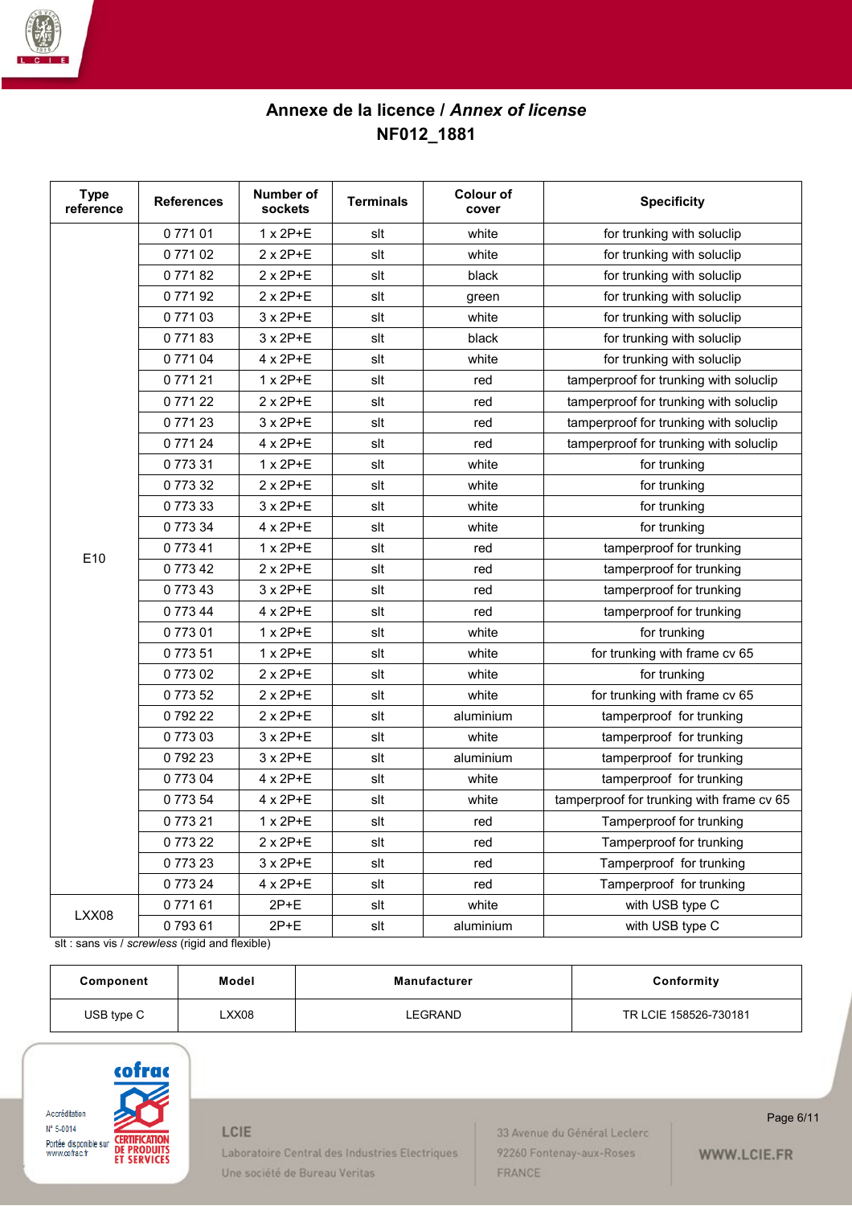**Annexe de la licence / *Annex of license***
**NF012_1881**

| Type reference | References | Number of sockets | Terminals | Colour of cover | Specificity |
|---|---|---|---|---|---|
| E10 | 0 771 01 | 1 x 2P+E | slt | white | for trunking with soluclip |
| | 0 771 02 | 2 x 2P+E | slt | white | for trunking with soluclip |
| | 0 771 82 | 2 x 2P+E | slt | black | for trunking with soluclip |
| | 0 771 92 | 2 x 2P+E | slt | green | for trunking with soluclip |
| | 0 771 03 | 3 x 2P+E | slt | white | for trunking with soluclip |
| | 0 771 83 | 3 x 2P+E | slt | black | for trunking with soluclip |
| | 0 771 04 | 4 x 2P+E | slt | white | for trunking with soluclip |
| | 0 771 21 | 1 x 2P+E | slt | red | tamperproof for trunking with soluclip |
| | 0 771 22 | 2 x 2P+E | slt | red | tamperproof for trunking with soluclip |
| | 0 771 23 | 3 x 2P+E | slt | red | tamperproof for trunking with soluclip |
| | 0 771 24 | 4 x 2P+E | slt | red | tamperproof for trunking with soluclip |
| | 0 773 31 | 1 x 2P+E | slt | white | for trunking |
| | 0 773 32 | 2 x 2P+E | slt | white | for trunking |
| | 0 773 33 | 3 x 2P+E | slt | white | for trunking |
| | 0 773 34 | 4 x 2P+E | slt | white | for trunking |
| | 0 773 41 | 1 x 2P+E | slt | red | tamperproof for trunking |
| | 0 773 42 | 2 x 2P+E | slt | red | tamperproof for trunking |
| | 0 773 43 | 3 x 2P+E | slt | red | tamperproof for trunking |
| | 0 773 44 | 4 x 2P+E | slt | red | tamperproof for trunking |
| | 0 773 01 | 1 x 2P+E | slt | white | for trunking |
| | 0 773 51 | 1 x 2P+E | slt | white | for trunking with frame cv 65 |
| | 0 773 02 | 2 x 2P+E | slt | white | for trunking |
| | 0 773 52 | 2 x 2P+E | slt | white | for trunking with frame cv 65 |
| | 0 792 22 | 2 x 2P+E | slt | aluminium | tamperproof for trunking |
| | 0 773 03 | 3 x 2P+E | slt | white | tamperproof for trunking |
| | 0 792 23 | 3 x 2P+E | slt | aluminium | tamperproof for trunking |
| | 0 773 04 | 4 x 2P+E | slt | white | tamperproof for trunking |
| | 0 773 54 | 4 x 2P+E | slt | white | tamperproof for trunking with frame cv 65 |
| | 0 773 21 | 1 x 2P+E | slt | red | Tamperproof for trunking |
| | 0 773 22 | 2 x 2P+E | slt | red | Tamperproof for trunking |
| | 0 773 23 | 3 x 2P+E | slt | red | Tamperproof for trunking |
| | 0 773 24 | 4 x 2P+E | slt | red | Tamperproof for trunking |
| LXX08 | 0 771 61 | 2P+E | slt | white | with USB type C |
| | 0 793 61 | 2P+E | slt | aluminium | with USB type C |

slt : sans vis / *screwless* (rigid and flexible)

| Component | Model | Manufacturer | Conformity |
|---|---|---|---|
| USB type C | LXX08 | LEGRAND | TR LCIE 158526-730181 |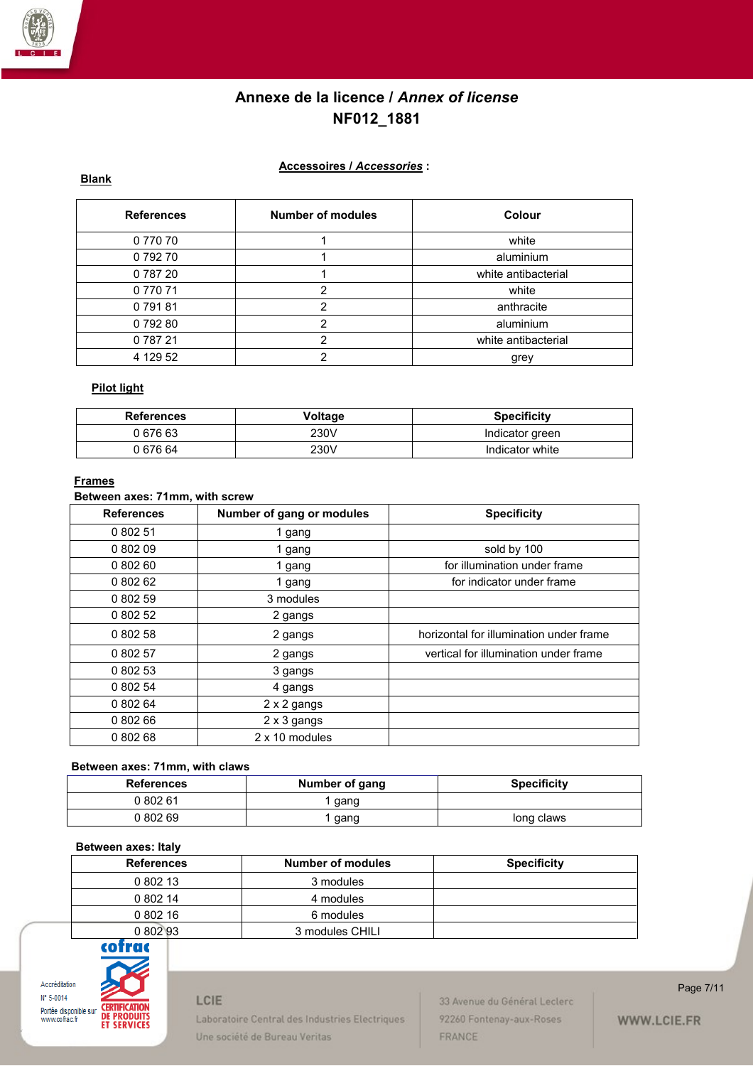# Annexe de la licence / *Annex of license*
# NF012_1881

## Accessoires / *Accessories* :

### Blank

| References | Number of modules | Colour |
|---|---|---|
| 0 770 70 | 1 | white |
| 0 792 70 | 1 | aluminium |
| 0 787 20 | 1 | white antibacterial |
| 0 770 71 | 2 | white |
| 0 791 81 | 2 | anthracite |
| 0 792 80 | 2 | aluminium |
| 0 787 21 | 2 | white antibacterial |
| 4 129 52 | 2 | grey |

### Pilot light

| References | Voltage | Specificity |
|---|---|---|
| 0 676 63 | 230V | Indicator green |
| 0 676 64 | 230V | Indicator white |

### Frames

**Between axes: 71mm, with screw**

| References | Number of gang or modules | Specificity |
|---|---|---|
| 0 802 51 | 1 gang | |
| 0 802 09 | 1 gang | sold by 100 |
| 0 802 60 | 1 gang | for illumination under frame |
| 0 802 62 | 1 gang | for indicator under frame |
| 0 802 59 | 3 modules | |
| 0 802 52 | 2 gangs | |
| 0 802 58 | 2 gangs | horizontal for illumination under frame |
| 0 802 57 | 2 gangs | vertical for illumination under frame |
| 0 802 53 | 3 gangs | |
| 0 802 54 | 4 gangs | |
| 0 802 64 | 2 x 2 gangs | |
| 0 802 66 | 2 x 3 gangs | |
| 0 802 68 | 2 x 10 modules | |

**Between axes: 71mm, with claws**

| References | Number of gang | Specificity |
|---|---|---|
| 0 802 61 | 1 gang | |
| 0 802 69 | 1 gang | long claws |

**Between axes: Italy**

| References | Number of modules | Specificity |
|---|---|---|
| 0 802 13 | 3 modules | |
| 0 802 14 | 4 modules | |
| 0 802 16 | 6 modules | |
| 0 802 93 | 3 modules CHILI | |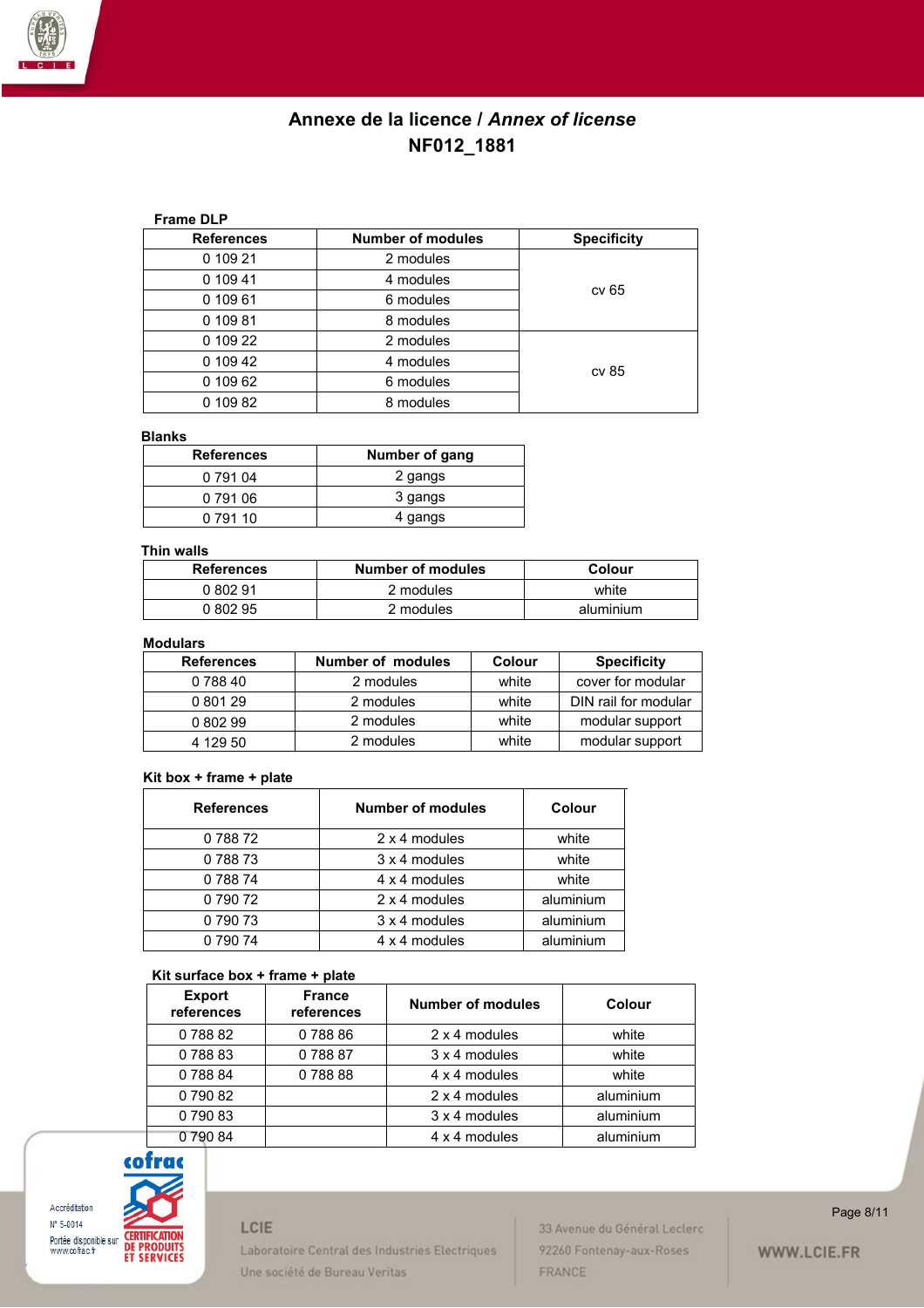# Annexe de la licence / *Annex of license*
# NF012_1881

**Frame DLP**

| References | Number of modules | Specificity |
|---|---|---|
| 0 109 21 | 2 modules | cv 65 |
| 0 109 41 | 4 modules | |
| 0 109 61 | 6 modules | |
| 0 109 81 | 8 modules | |
| 0 109 22 | 2 modules | cv 85 |
| 0 109 42 | 4 modules | |
| 0 109 62 | 6 modules | |
| 0 109 82 | 8 modules | |

**Blanks**

| References | Number of gang |
|---|---|
| 0 791 04 | 2 gangs |
| 0 791 06 | 3 gangs |
| 0 791 10 | 4 gangs |

**Thin walls**

| References | Number of modules | Colour |
|---|---|---|
| 0 802 91 | 2 modules | white |
| 0 802 95 | 2 modules | aluminium |

**Modulars**

| References | Number of modules | Colour | Specificity |
|---|---|---|---|
| 0 788 40 | 2 modules | white | cover for modular |
| 0 801 29 | 2 modules | white | DIN rail for modular |
| 0 802 99 | 2 modules | white | modular support |
| 4 129 50 | 2 modules | white | modular support |

**Kit box + frame + plate**

| References | Number of modules | Colour |
|---|---|---|
| 0 788 72 | 2 x 4 modules | white |
| 0 788 73 | 3 x 4 modules | white |
| 0 788 74 | 4 x 4 modules | white |
| 0 790 72 | 2 x 4 modules | aluminium |
| 0 790 73 | 3 x 4 modules | aluminium |
| 0 790 74 | 4 x 4 modules | aluminium |

**Kit surface box + frame + plate**

| Export references | France references | Number of modules | Colour |
|---|---|---|---|
| 0 788 82 | 0 788 86 | 2 x 4 modules | white |
| 0 788 83 | 0 788 87 | 3 x 4 modules | white |
| 0 788 84 | 0 788 88 | 4 x 4 modules | white |
| 0 790 82 | | 2 x 4 modules | aluminium |
| 0 790 83 | | 3 x 4 modules | aluminium |
| 0 790 84 | | 4 x 4 modules | aluminium |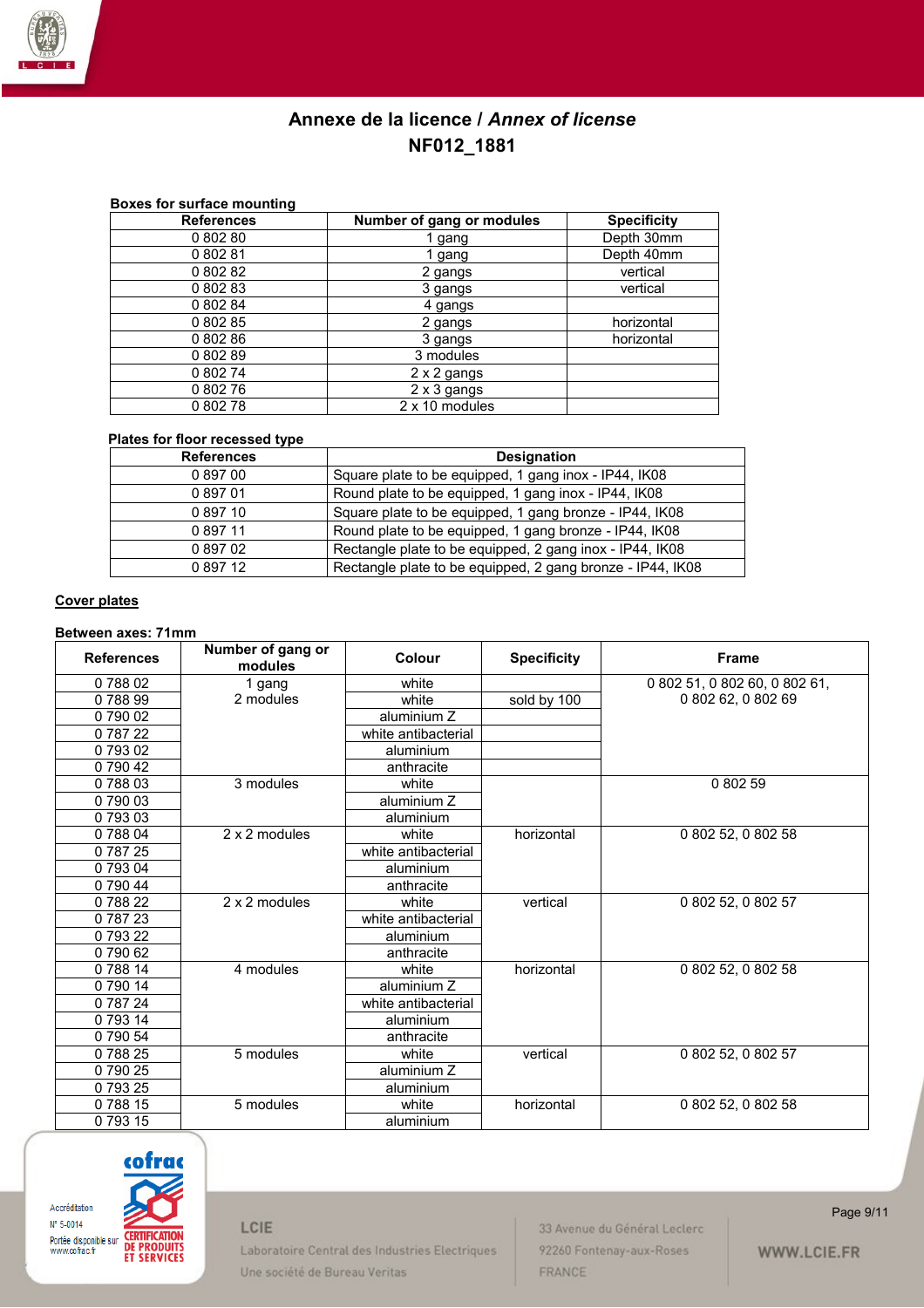# Annexe de la licence / *Annex of license*

## NF012_1881

**Boxes for surface mounting**

| References | Number of gang or modules | Specificity |
|---|---|---|
| 0 802 80 | 1 gang | Depth 30mm |
| 0 802 81 | 1 gang | Depth 40mm |
| 0 802 82 | 2 gangs | vertical |
| 0 802 83 | 3 gangs | vertical |
| 0 802 84 | 4 gangs | |
| 0 802 85 | 2 gangs | horizontal |
| 0 802 86 | 3 gangs | horizontal |
| 0 802 89 | 3 modules | |
| 0 802 74 | 2 x 2 gangs | |
| 0 802 76 | 2 x 3 gangs | |
| 0 802 78 | 2 x 10 modules | |

**Plates for floor recessed type**

| References | Designation |
|---|---|
| 0 897 00 | Square plate to be equipped, 1 gang inox - IP44, IK08 |
| 0 897 01 | Round plate to be equipped, 1 gang inox - IP44, IK08 |
| 0 897 10 | Square plate to be equipped, 1 gang bronze - IP44, IK08 |
| 0 897 11 | Round plate to be equipped, 1 gang bronze - IP44, IK08 |
| 0 897 02 | Rectangle plate to be equipped, 2 gang inox - IP44, IK08 |
| 0 897 12 | Rectangle plate to be equipped, 2 gang bronze - IP44, IK08 |

**Cover plates**

**Between axes: 71mm**

| References | Number of gang or modules | Colour | Specificity | Frame |
|---|---|---|---|---|
| 0 788 02 | 1 gang<br>2 modules | white | | 0 802 51, 0 802 60, 0 802 61,<br>0 802 62, 0 802 69 |
| 0 788 99 | | white | sold by 100 | |
| 0 790 02 | | aluminium Z | | |
| 0 787 22 | | white antibacterial | | |
| 0 793 02 | | aluminium | | |
| 0 790 42 | | anthracite | | |
| 0 788 03 | 3 modules | white | | 0 802 59 |
| 0 790 03 | | aluminium Z | | |
| 0 793 03 | | aluminium | | |
| 0 788 04 | 2 x 2 modules | white | horizontal | 0 802 52, 0 802 58 |
| 0 787 25 | | white antibacterial | | |
| 0 793 04 | | aluminium | | |
| 0 790 44 | | anthracite | | |
| 0 788 22 | 2 x 2 modules | white | vertical | 0 802 52, 0 802 57 |
| 0 787 23 | | white antibacterial | | |
| 0 793 22 | | aluminium | | |
| 0 790 62 | | anthracite | | |
| 0 788 14 | 4 modules | white | horizontal | 0 802 52, 0 802 58 |
| 0 790 14 | | aluminium Z | | |
| 0 787 24 | | white antibacterial | | |
| 0 793 14 | | aluminium | | |
| 0 790 54 | | anthracite | | |
| 0 788 25 | 5 modules | white | vertical | 0 802 52, 0 802 57 |
| 0 790 25 | | aluminium Z | | |
| 0 793 25 | | aluminium | | |
| 0 788 15 | 5 modules | white | horizontal | 0 802 52, 0 802 58 |
| 0 793 15 | | aluminium | | |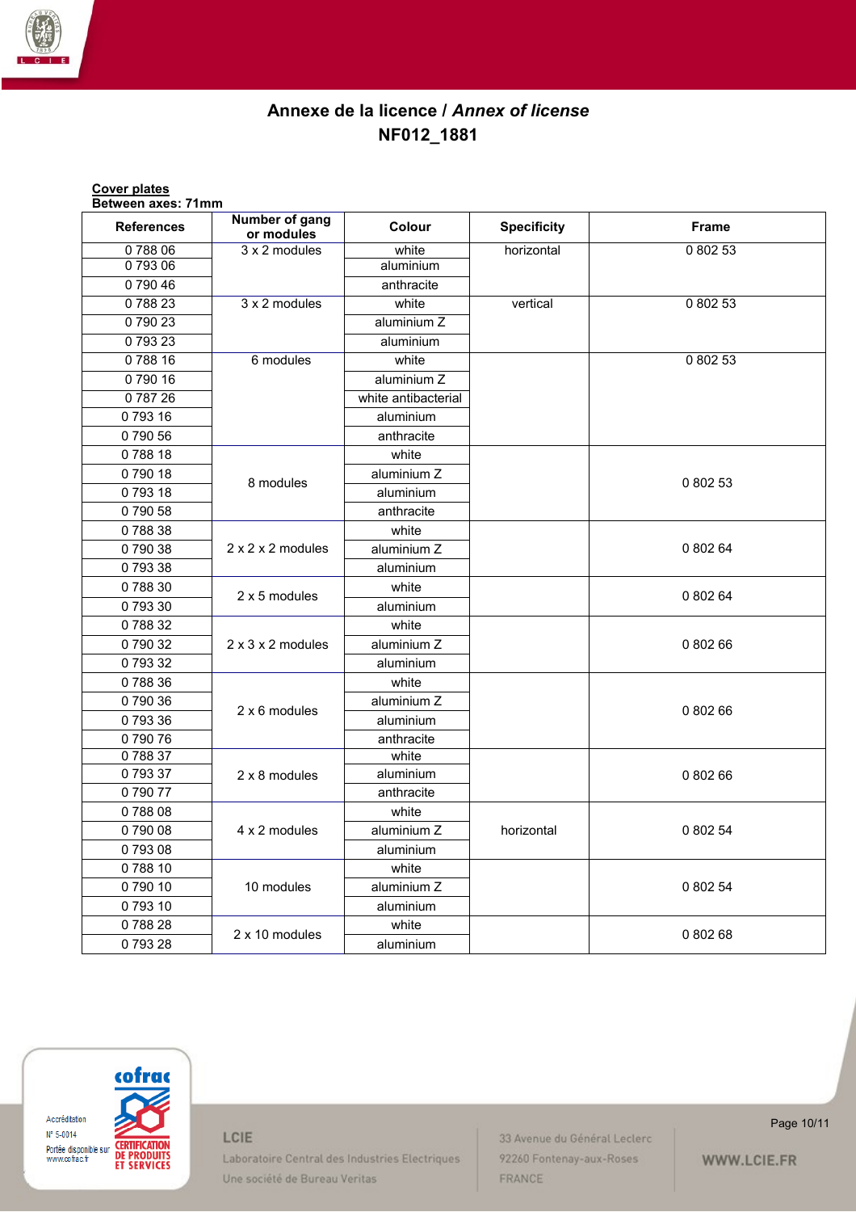# Annexe de la licence / *Annex of license*
# NF012_1881

**Cover plates**
**Between axes: 71mm**

| References | Number of gang or modules | Colour | Specificity | Frame |
|---|---|---|---|---|
| 0 788 06 | 3 x 2 modules | white | horizontal | 0 802 53 |
| 0 793 06 | | aluminium | | |
| 0 790 46 | | anthracite | | |
| 0 788 23 | 3 x 2 modules | white | vertical | 0 802 53 |
| 0 790 23 | | aluminium Z | | |
| 0 793 23 | | aluminium | | |
| 0 788 16 | 6 modules | white | | 0 802 53 |
| 0 790 16 | | aluminium Z | | |
| 0 787 26 | | white antibacterial | | |
| 0 793 16 | | aluminium | | |
| 0 790 56 | | anthracite | | |
| 0 788 18 | 8 modules | white | | 0 802 53 |
| 0 790 18 | | aluminium Z | | |
| 0 793 18 | | aluminium | | |
| 0 790 58 | | anthracite | | |
| 0 788 38 | 2 x 2 x 2 modules | white | | 0 802 64 |
| 0 790 38 | | aluminium Z | | |
| 0 793 38 | | aluminium | | |
| 0 788 30 | 2 x 5 modules | white | | 0 802 64 |
| 0 793 30 | | aluminium | | |
| 0 788 32 | 2 x 3 x 2 modules | white | | 0 802 66 |
| 0 790 32 | | aluminium Z | | |
| 0 793 32 | | aluminium | | |
| 0 788 36 | 2 x 6 modules | white | | 0 802 66 |
| 0 790 36 | | aluminium Z | | |
| 0 793 36 | | aluminium | | |
| 0 790 76 | | anthracite | | |
| 0 788 37 | 2 x 8 modules | white | | 0 802 66 |
| 0 793 37 | | aluminium | | |
| 0 790 77 | | anthracite | | |
| 0 788 08 | 4 x 2 modules | white | horizontal | 0 802 54 |
| 0 790 08 | | aluminium Z | | |
| 0 793 08 | | aluminium | | |
| 0 788 10 | 10 modules | white | | 0 802 54 |
| 0 790 10 | | aluminium Z | | |
| 0 793 10 | | aluminium | | |
| 0 788 28 | 2 x 10 modules | white | | 0 802 68 |
| 0 793 28 | | aluminium | | |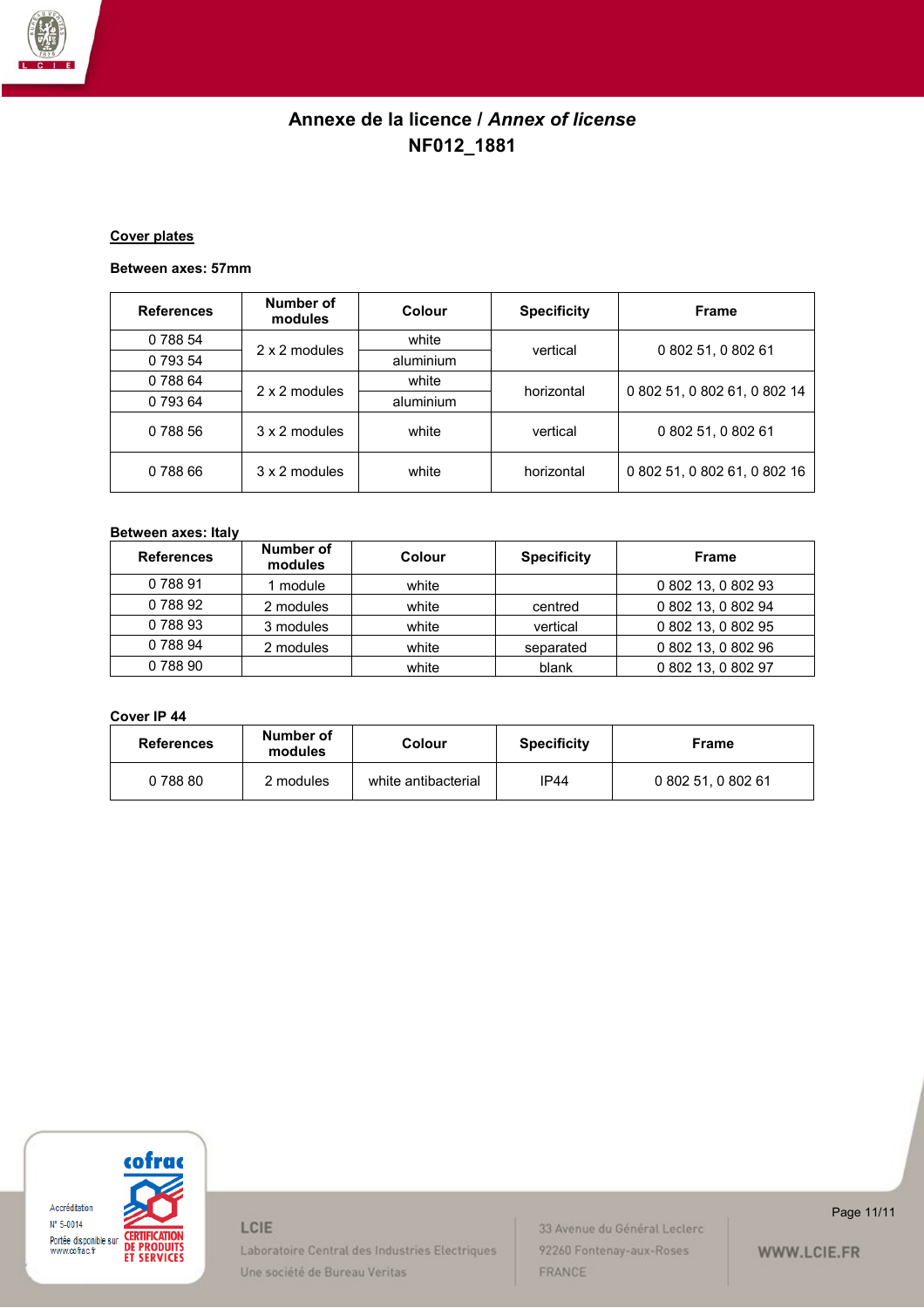# Annexe de la licence / *Annex of license*
# NF012_1881

**Cover plates**

**Between axes: 57mm**

| References | Number of modules | Colour | Specificity | Frame |
|---|---|---|---|---|
| 0 788 54 | 2 x 2 modules | white | vertical | 0 802 51, 0 802 61 |
| 0 793 54 | | aluminium | | |
| 0 788 64 | 2 x 2 modules | white | horizontal | 0 802 51, 0 802 61, 0 802 14 |
| 0 793 64 | | aluminium | | |
| 0 788 56 | 3 x 2 modules | white | vertical | 0 802 51, 0 802 61 |
| 0 788 66 | 3 x 2 modules | white | horizontal | 0 802 51, 0 802 61, 0 802 16 |

**Between axes: Italy**

| References | Number of modules | Colour | Specificity | Frame |
|---|---|---|---|---|
| 0 788 91 | 1 module | white | | 0 802 13, 0 802 93 |
| 0 788 92 | 2 modules | white | centred | 0 802 13, 0 802 94 |
| 0 788 93 | 3 modules | white | vertical | 0 802 13, 0 802 95 |
| 0 788 94 | 2 modules | white | separated | 0 802 13, 0 802 96 |
| 0 788 90 | | white | blank | 0 802 13, 0 802 97 |

**Cover IP 44**

| References | Number of modules | Colour | Specificity | Frame |
|---|---|---|---|---|
| 0 788 80 | 2 modules | white antibacterial | IP44 | 0 802 51, 0 802 61 |